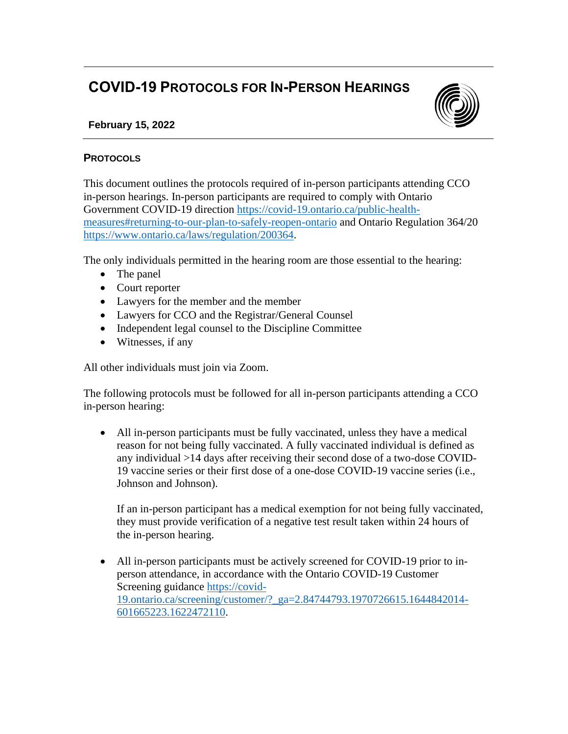# COVID-19 Protocols for In-Person Hearings

**February 15, 2022**

## Protocols

This document outlines the protocols required of in-person participants attending CCO in-person hearings. In-person participants are required to comply with Ontario Government COVID-19 direction https://covid-19.ontario.ca/public-health-measures#returning-to-our-plan-to-safely-reopen-ontario and Ontario Regulation 364/20 https://www.ontario.ca/laws/regulation/200364.

The only individuals permitted in the hearing room are those essential to the hearing:

- The panel
- Court reporter
- Lawyers for the member and the member
- Lawyers for CCO and the Registrar/General Counsel
- Independent legal counsel to the Discipline Committee
- Witnesses, if any

All other individuals must join via Zoom.

The following protocols must be followed for all in-person participants attending a CCO in-person hearing:

- All in-person participants must be fully vaccinated, unless they have a medical reason for not being fully vaccinated. A fully vaccinated individual is defined as any individual >14 days after receiving their second dose of a two-dose COVID-19 vaccine series or their first dose of a one-dose COVID-19 vaccine series (i.e., Johnson and Johnson).

  If an in-person participant has a medical exemption for not being fully vaccinated, they must provide verification of a negative test result taken within 24 hours of the in-person hearing.

- All in-person participants must be actively screened for COVID-19 prior to in-person attendance, in accordance with the Ontario COVID-19 Customer Screening guidance https://covid-19.ontario.ca/screening/customer/?_ga=2.84744793.1970726615.1644842014-601665223.1622472110.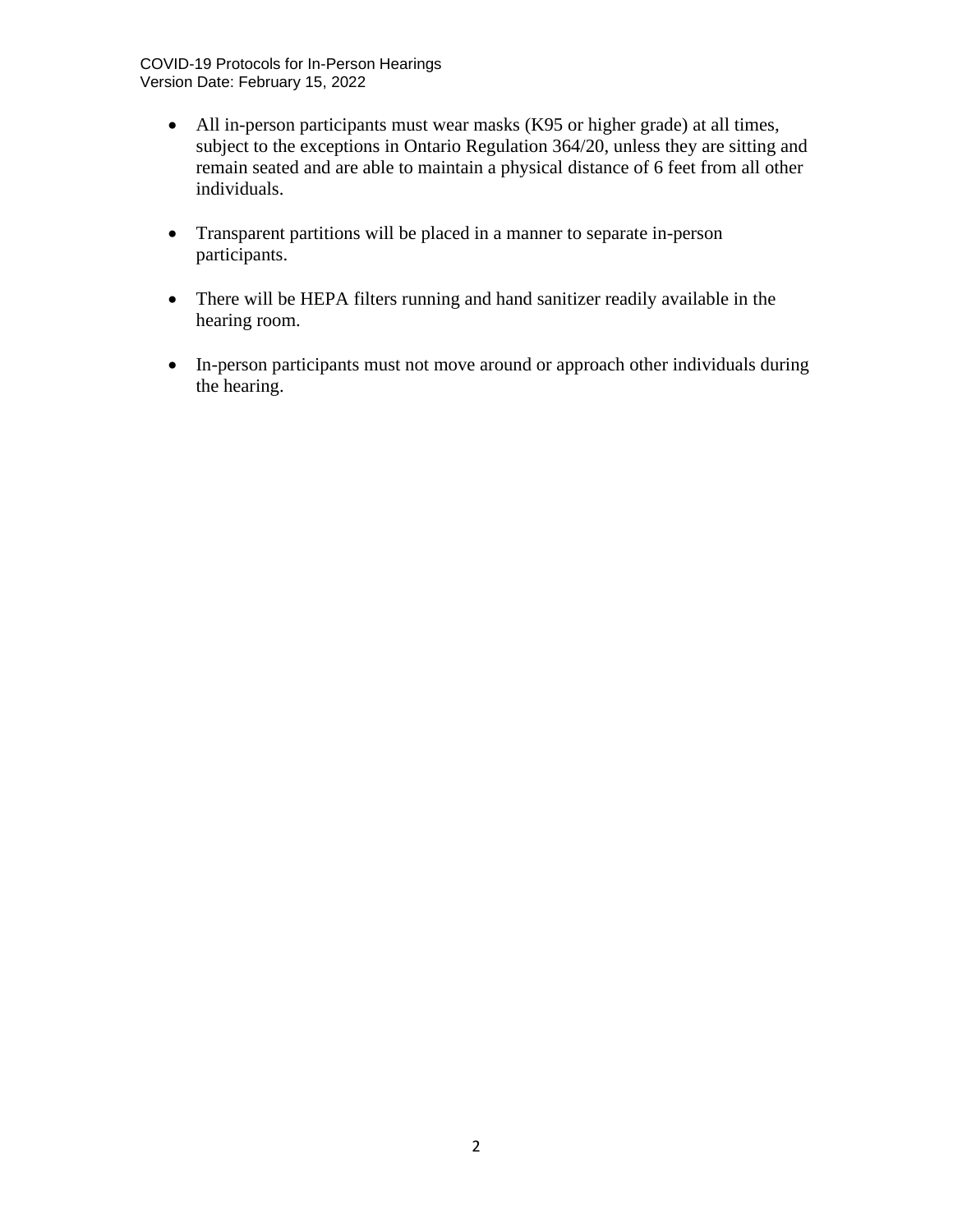- All in-person participants must wear masks (K95 or higher grade) at all times, subject to the exceptions in Ontario Regulation 364/20, unless they are sitting and remain seated and are able to maintain a physical distance of 6 feet from all other individuals.

- Transparent partitions will be placed in a manner to separate in-person participants.

- There will be HEPA filters running and hand sanitizer readily available in the hearing room.

- In-person participants must not move around or approach other individuals during the hearing.